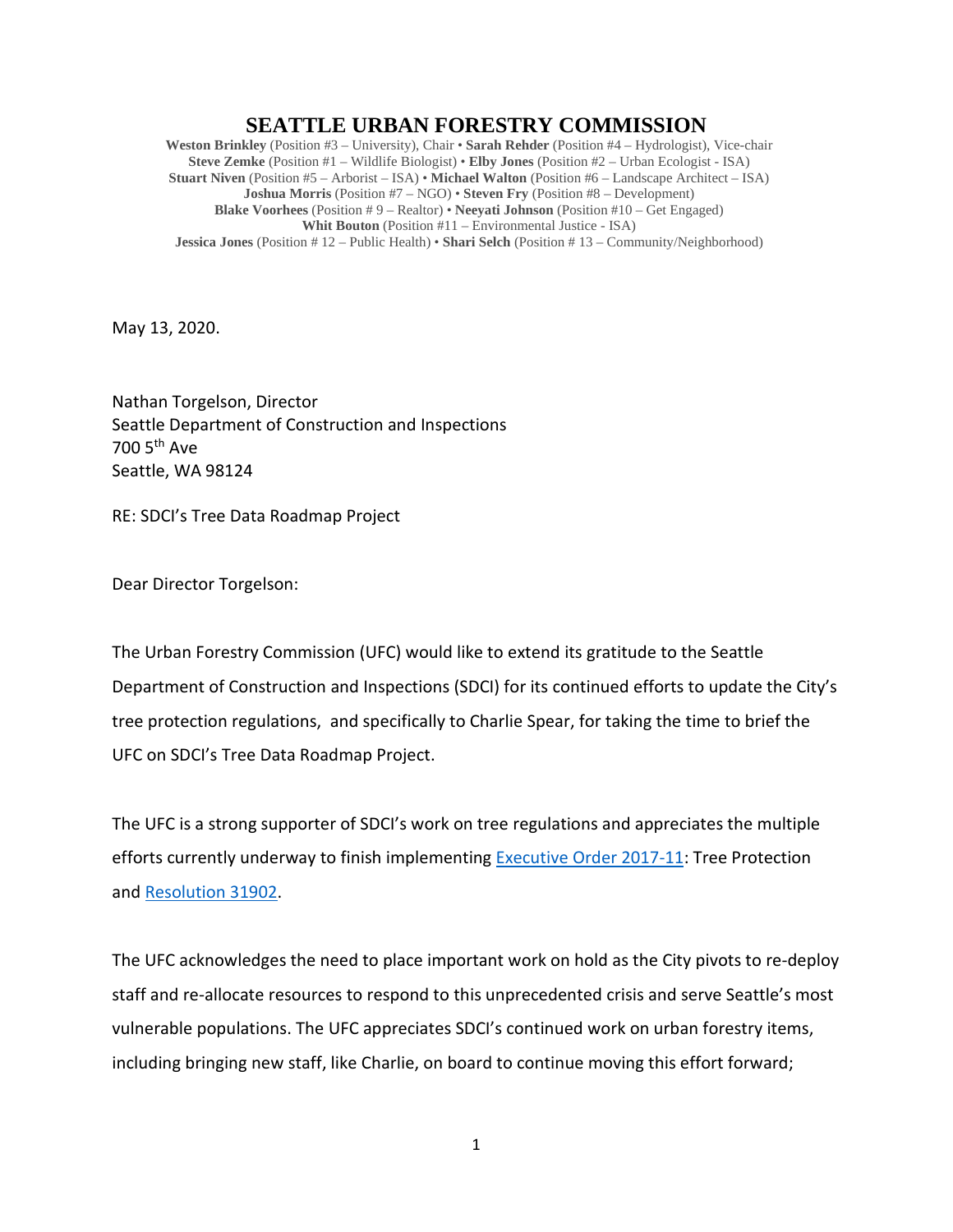# SEATTLE URBAN FORESTRY COMMISSION

**Weston Brinkley** (Position #3 – University), Chair • **Sarah Rehder** (Position #4 – Hydrologist), Vice-chair
**Steve Zemke** (Position #1 – Wildlife Biologist) • **Elby Jones** (Position #2 – Urban Ecologist - ISA)
**Stuart Niven** (Position #5 – Arborist – ISA) • **Michael Walton** (Position #6 – Landscape Architect – ISA)
**Joshua Morris** (Position #7 – NGO) • **Steven Fry** (Position #8 – Development)
**Blake Voorhees** (Position # 9 – Realtor) • **Neeyati Johnson** (Position #10 – Get Engaged)
**Whit Bouton** (Position #11 – Environmental Justice - ISA)
**Jessica Jones** (Position # 12 – Public Health) • **Shari Selch** (Position # 13 – Community/Neighborhood)

May 13, 2020.

Nathan Torgelson, Director
Seattle Department of Construction and Inspections
700 5th Ave
Seattle, WA 98124

RE: SDCI's Tree Data Roadmap Project

Dear Director Torgelson:

The Urban Forestry Commission (UFC) would like to extend its gratitude to the Seattle Department of Construction and Inspections (SDCI) for its continued efforts to update the City's tree protection regulations, and specifically to Charlie Spear, for taking the time to brief the UFC on SDCI's Tree Data Roadmap Project.

The UFC is a strong supporter of SDCI's work on tree regulations and appreciates the multiple efforts currently underway to finish implementing Executive Order 2017-11: Tree Protection and Resolution 31902.

The UFC acknowledges the need to place important work on hold as the City pivots to re-deploy staff and re-allocate resources to respond to this unprecedented crisis and serve Seattle's most vulnerable populations. The UFC appreciates SDCI's continued work on urban forestry items, including bringing new staff, like Charlie, on board to continue moving this effort forward;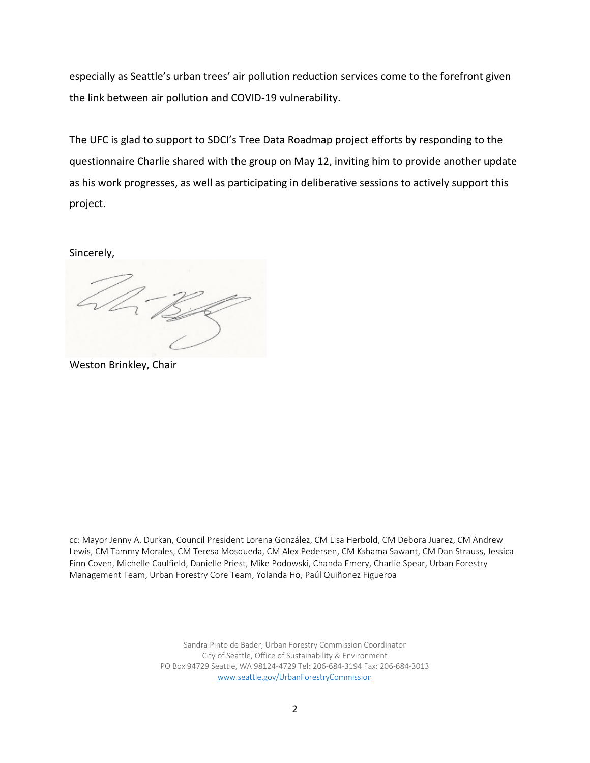especially as Seattle's urban trees' air pollution reduction services come to the forefront given the link between air pollution and COVID-19 vulnerability.

The UFC is glad to support to SDCI's Tree Data Roadmap project efforts by responding to the questionnaire Charlie shared with the group on May 12, inviting him to provide another update as his work progresses, as well as participating in deliberative sessions to actively support this project.

Sincerely,

Weston Brinkley, Chair

cc: Mayor Jenny A. Durkan, Council President Lorena González, CM Lisa Herbold, CM Debora Juarez, CM Andrew Lewis, CM Tammy Morales, CM Teresa Mosqueda, CM Alex Pedersen, CM Kshama Sawant, CM Dan Strauss, Jessica Finn Coven, Michelle Caulfield, Danielle Priest, Mike Podowski, Chanda Emery, Charlie Spear, Urban Forestry Management Team, Urban Forestry Core Team, Yolanda Ho, Paúl Quiñonez Figueroa

Sandra Pinto de Bader, Urban Forestry Commission Coordinator
City of Seattle, Office of Sustainability & Environment
PO Box 94729 Seattle, WA 98124-4729 Tel: 206-684-3194 Fax: 206-684-3013
www.seattle.gov/UrbanForestryCommission